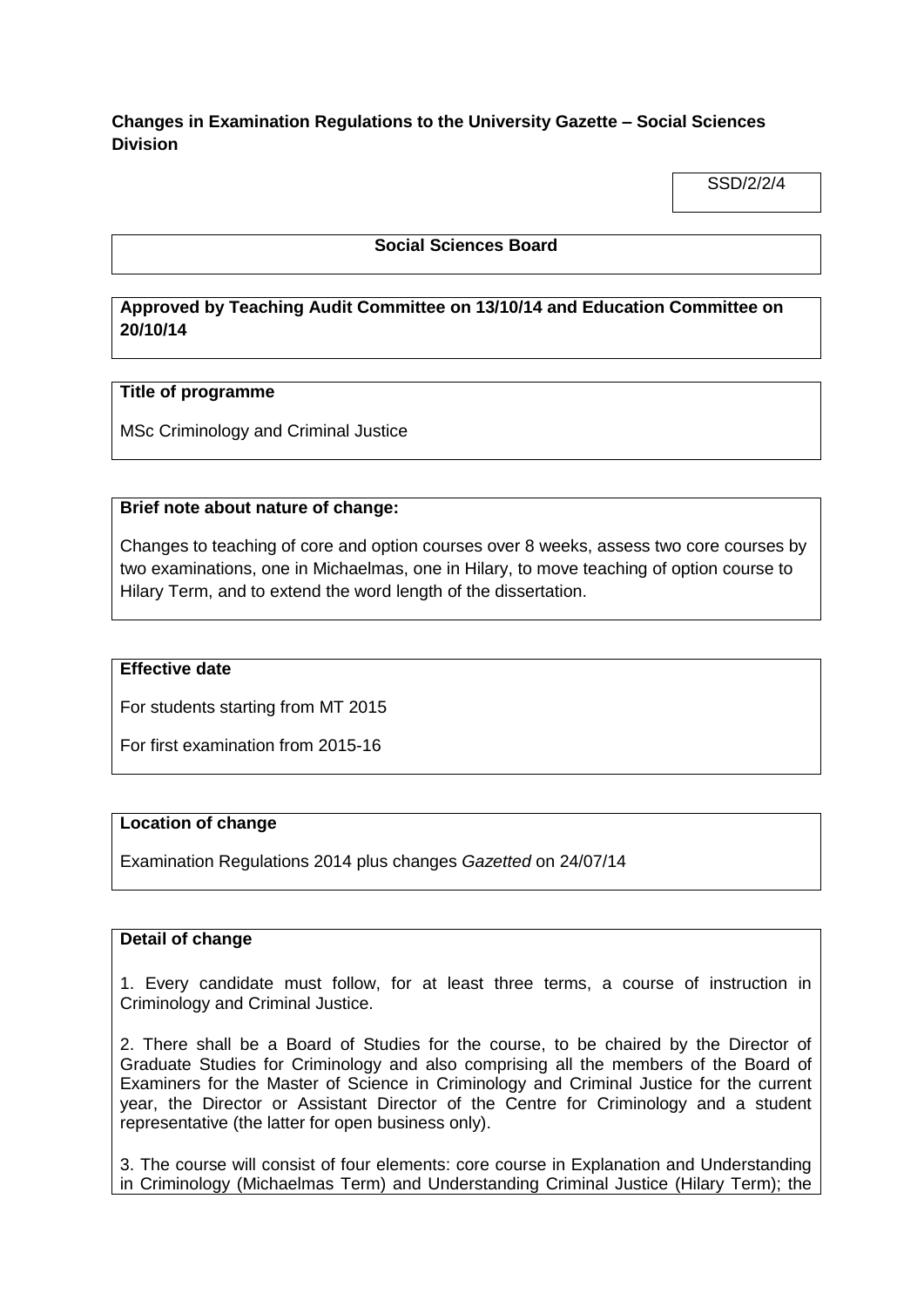**Changes in Examination Regulations to the University Gazette – Social Sciences Division**

SSD/2/2/4

**Social Sciences Board**

**Approved by Teaching Audit Committee on 13/10/14 and Education Committee on 20/10/14**

**Title of programme**

MSc Criminology and Criminal Justice

**Brief note about nature of change:**

Changes to teaching of core and option courses over 8 weeks, assess two core courses by two examinations, one in Michaelmas, one in Hilary, to move teaching of option course to Hilary Term, and to extend the word length of the dissertation.

**Effective date**

For students starting from MT 2015

For first examination from 2015-16

**Location of change**

Examination Regulations 2014 plus changes *Gazetted* on 24/07/14

**Detail of change**

1. Every candidate must follow, for at least three terms, a course of instruction in Criminology and Criminal Justice.

2. There shall be a Board of Studies for the course, to be chaired by the Director of Graduate Studies for Criminology and also comprising all the members of the Board of Examiners for the Master of Science in Criminology and Criminal Justice for the current year, the Director or Assistant Director of the Centre for Criminology and a student representative (the latter for open business only).

3. The course will consist of four elements: core course in Explanation and Understanding in Criminology (Michaelmas Term) and Understanding Criminal Justice (Hilary Term); the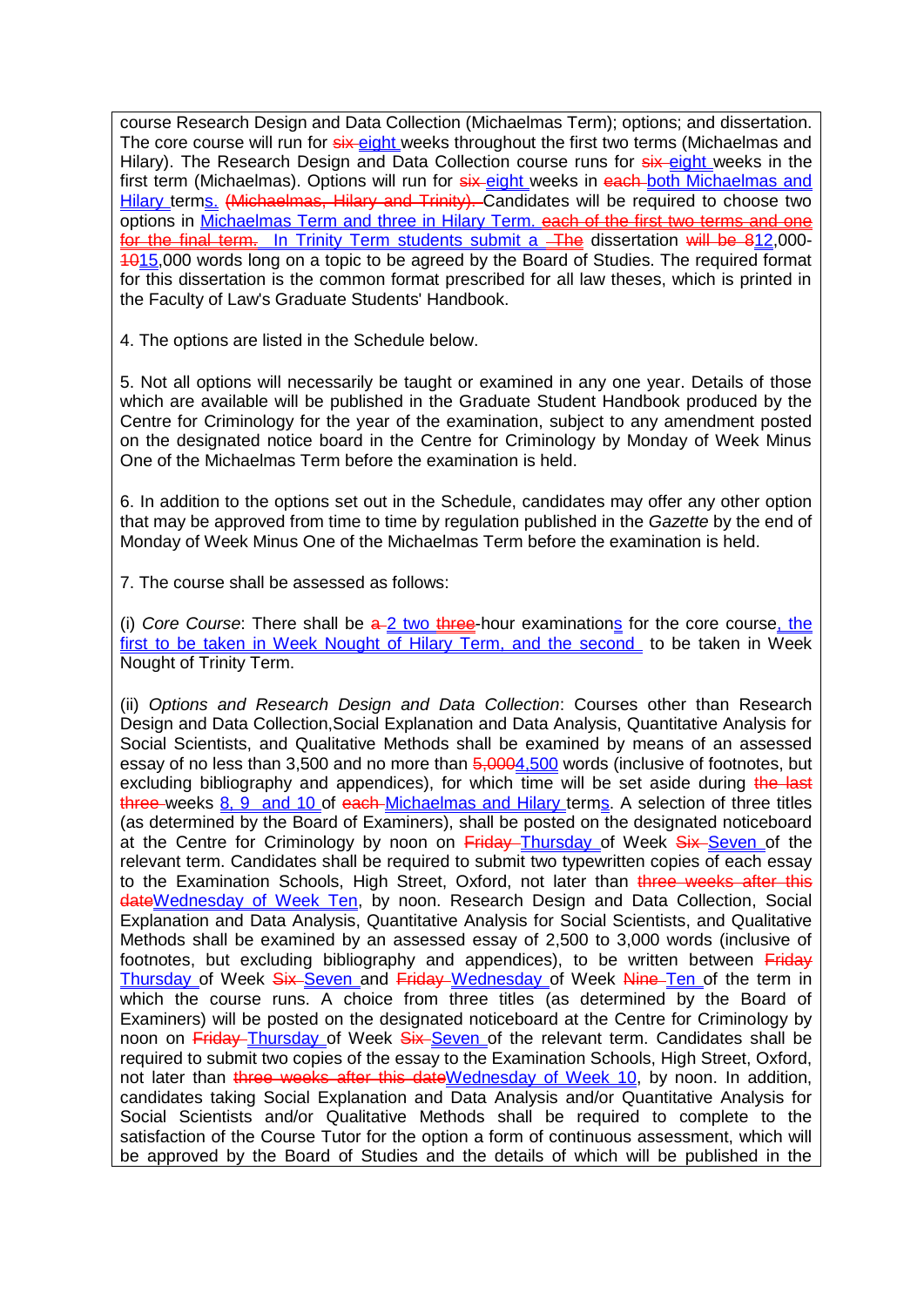course Research Design and Data Collection (Michaelmas Term); options; and dissertation. The core course will run for ~~six~~ eight weeks throughout the first two terms (Michaelmas and Hilary). The Research Design and Data Collection course runs for ~~six~~ eight weeks in the first term (Michaelmas). Options will run for ~~six~~ eight weeks in ~~each~~ both Michaelmas and Hilary terms. ~~(Michaelmas, Hilary and Trinity).~~ Candidates will be required to choose two options in Michaelmas Term and three in Hilary Term. ~~each of the first two terms and one for the final term.~~ In Trinity Term students submit a ~~The~~ dissertation ~~will be~~ ~~8~~12,000-~~10~~15,000 words long on a topic to be agreed by the Board of Studies. The required format for this dissertation is the common format prescribed for all law theses, which is printed in the Faculty of Law's Graduate Students' Handbook.

4. The options are listed in the Schedule below.

5. Not all options will necessarily be taught or examined in any one year. Details of those which are available will be published in the Graduate Student Handbook produced by the Centre for Criminology for the year of the examination, subject to any amendment posted on the designated notice board in the Centre for Criminology by Monday of Week Minus One of the Michaelmas Term before the examination is held.

6. In addition to the options set out in the Schedule, candidates may offer any other option that may be approved from time to time by regulation published in the *Gazette* by the end of Monday of Week Minus One of the Michaelmas Term before the examination is held.

7. The course shall be assessed as follows:

(i) *Core Course*: There shall be ~~a~~ 2 two ~~three~~-hour examinations for the core course, the first to be taken in Week Nought of Hilary Term, and the second to be taken in Week Nought of Trinity Term.

(ii) *Options and Research Design and Data Collection*: Courses other than Research Design and Data Collection,Social Explanation and Data Analysis, Quantitative Analysis for Social Scientists, and Qualitative Methods shall be examined by means of an assessed essay of no less than 3,500 and no more than ~~5,000~~4,500 words (inclusive of footnotes, but excluding bibliography and appendices), for which time will be set aside during ~~the last three~~ weeks 8, 9 and 10 of ~~each~~ Michaelmas and Hilary terms. A selection of three titles (as determined by the Board of Examiners), shall be posted on the designated noticeboard at the Centre for Criminology by noon on ~~Friday~~ Thursday of Week ~~Six~~ Seven of the relevant term. Candidates shall be required to submit two typewritten copies of each essay to the Examination Schools, High Street, Oxford, not later than ~~three weeks after this date~~Wednesday of Week Ten, by noon. Research Design and Data Collection, Social Explanation and Data Analysis, Quantitative Analysis for Social Scientists, and Qualitative Methods shall be examined by an assessed essay of 2,500 to 3,000 words (inclusive of footnotes, but excluding bibliography and appendices), to be written between ~~Friday~~ Thursday of Week ~~Six~~ Seven and ~~Friday~~ Wednesday of Week ~~Nine~~ Ten of the term in which the course runs. A choice from three titles (as determined by the Board of Examiners) will be posted on the designated noticeboard at the Centre for Criminology by noon on ~~Friday~~ Thursday of Week ~~Six~~ Seven of the relevant term. Candidates shall be required to submit two copies of the essay to the Examination Schools, High Street, Oxford, not later than ~~three weeks after this date~~Wednesday of Week 10, by noon. In addition, candidates taking Social Explanation and Data Analysis and/or Quantitative Analysis for Social Scientists and/or Qualitative Methods shall be required to complete to the satisfaction of the Course Tutor for the option a form of continuous assessment, which will be approved by the Board of Studies and the details of which will be published in the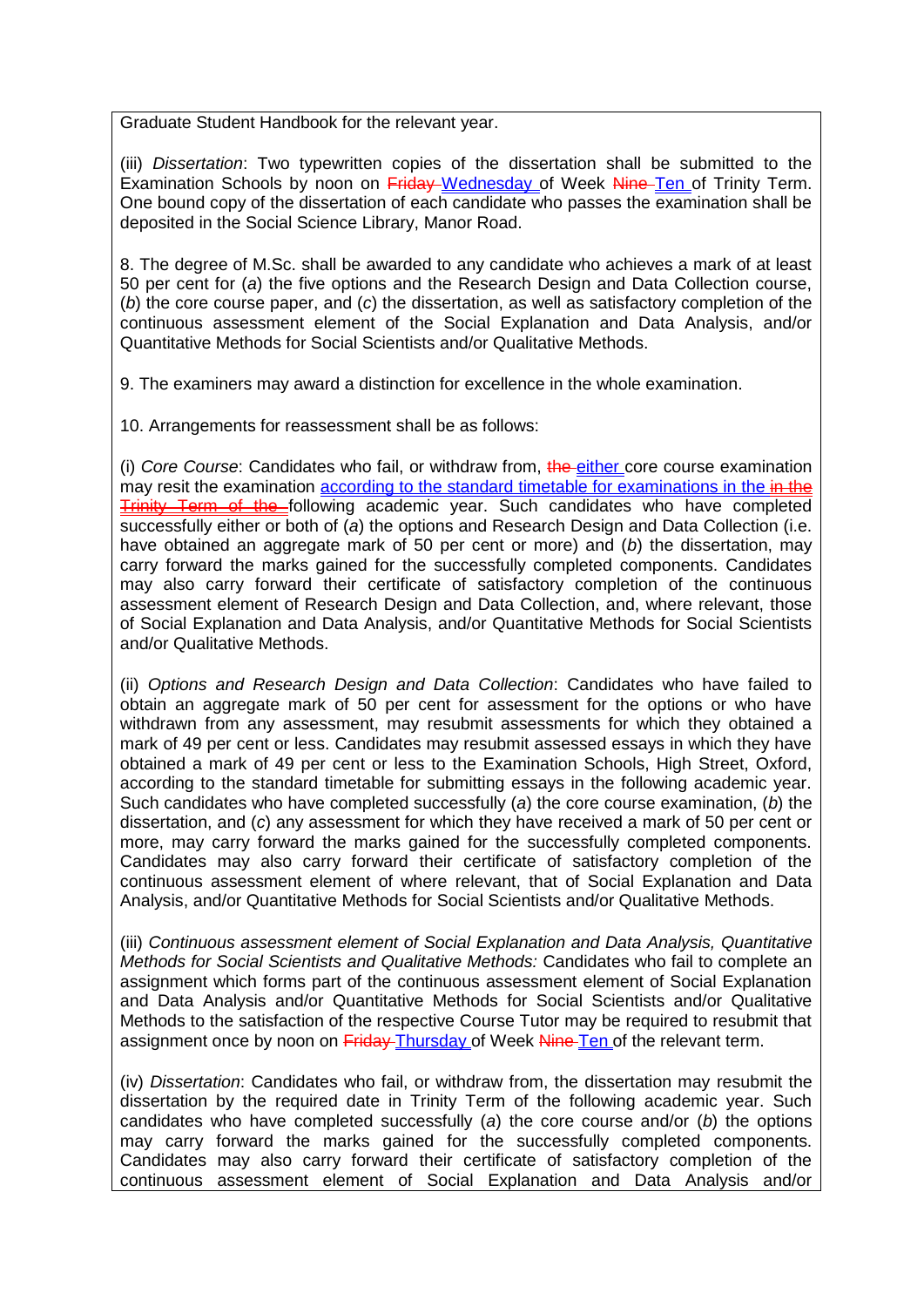Graduate Student Handbook for the relevant year.

(iii) *Dissertation*: Two typewritten copies of the dissertation shall be submitted to the Examination Schools by noon on ~~Friday~~ Wednesday of Week ~~Nine~~ Ten of Trinity Term. One bound copy of the dissertation of each candidate who passes the examination shall be deposited in the Social Science Library, Manor Road.

8. The degree of M.Sc. shall be awarded to any candidate who achieves a mark of at least 50 per cent for (*a*) the five options and the Research Design and Data Collection course, (*b*) the core course paper, and (*c*) the dissertation, as well as satisfactory completion of the continuous assessment element of the Social Explanation and Data Analysis, and/or Quantitative Methods for Social Scientists and/or Qualitative Methods.

9. The examiners may award a distinction for excellence in the whole examination.

10. Arrangements for reassessment shall be as follows:

(i) *Core Course*: Candidates who fail, or withdraw from, ~~the~~ either core course examination may resit the examination according to the standard timetable for examinations in the ~~in the Trinity Term of the~~ following academic year. Such candidates who have completed successfully either or both of (*a*) the options and Research Design and Data Collection (i.e. have obtained an aggregate mark of 50 per cent or more) and (*b*) the dissertation, may carry forward the marks gained for the successfully completed components. Candidates may also carry forward their certificate of satisfactory completion of the continuous assessment element of Research Design and Data Collection, and, where relevant, those of Social Explanation and Data Analysis, and/or Quantitative Methods for Social Scientists and/or Qualitative Methods.

(ii) *Options and Research Design and Data Collection*: Candidates who have failed to obtain an aggregate mark of 50 per cent for assessment for the options or who have withdrawn from any assessment, may resubmit assessments for which they obtained a mark of 49 per cent or less. Candidates may resubmit assessed essays in which they have obtained a mark of 49 per cent or less to the Examination Schools, High Street, Oxford, according to the standard timetable for submitting essays in the following academic year. Such candidates who have completed successfully (*a*) the core course examination, (*b*) the dissertation, and (*c*) any assessment for which they have received a mark of 50 per cent or more, may carry forward the marks gained for the successfully completed components. Candidates may also carry forward their certificate of satisfactory completion of the continuous assessment element of where relevant, that of Social Explanation and Data Analysis, and/or Quantitative Methods for Social Scientists and/or Qualitative Methods.

(iii) *Continuous assessment element of Social Explanation and Data Analysis, Quantitative Methods for Social Scientists and Qualitative Methods:* Candidates who fail to complete an assignment which forms part of the continuous assessment element of Social Explanation and Data Analysis and/or Quantitative Methods for Social Scientists and/or Qualitative Methods to the satisfaction of the respective Course Tutor may be required to resubmit that assignment once by noon on ~~Friday~~ Thursday of Week ~~Nine~~ Ten of the relevant term.

(iv) *Dissertation*: Candidates who fail, or withdraw from, the dissertation may resubmit the dissertation by the required date in Trinity Term of the following academic year. Such candidates who have completed successfully (*a*) the core course and/or (*b*) the options may carry forward the marks gained for the successfully completed components. Candidates may also carry forward their certificate of satisfactory completion of the continuous assessment element of Social Explanation and Data Analysis and/or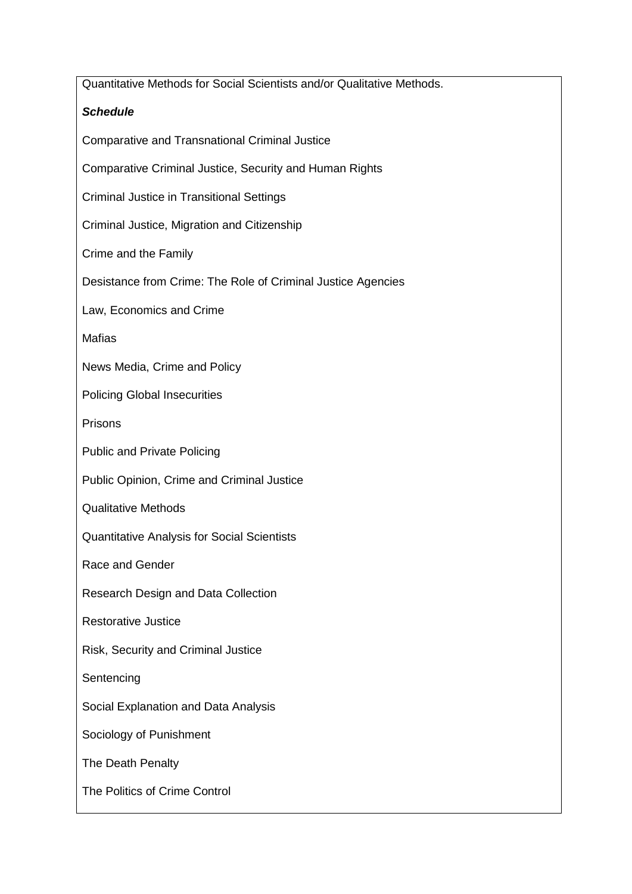Quantitative Methods for Social Scientists and/or Qualitative Methods.

***Schedule***

Comparative and Transnational Criminal Justice

Comparative Criminal Justice, Security and Human Rights

Criminal Justice in Transitional Settings

Criminal Justice, Migration and Citizenship

Crime and the Family

Desistance from Crime: The Role of Criminal Justice Agencies

Law, Economics and Crime

Mafias

News Media, Crime and Policy

Policing Global Insecurities

Prisons

Public and Private Policing

Public Opinion, Crime and Criminal Justice

Qualitative Methods

Quantitative Analysis for Social Scientists

Race and Gender

Research Design and Data Collection

Restorative Justice

Risk, Security and Criminal Justice

Sentencing

Social Explanation and Data Analysis

Sociology of Punishment

The Death Penalty

The Politics of Crime Control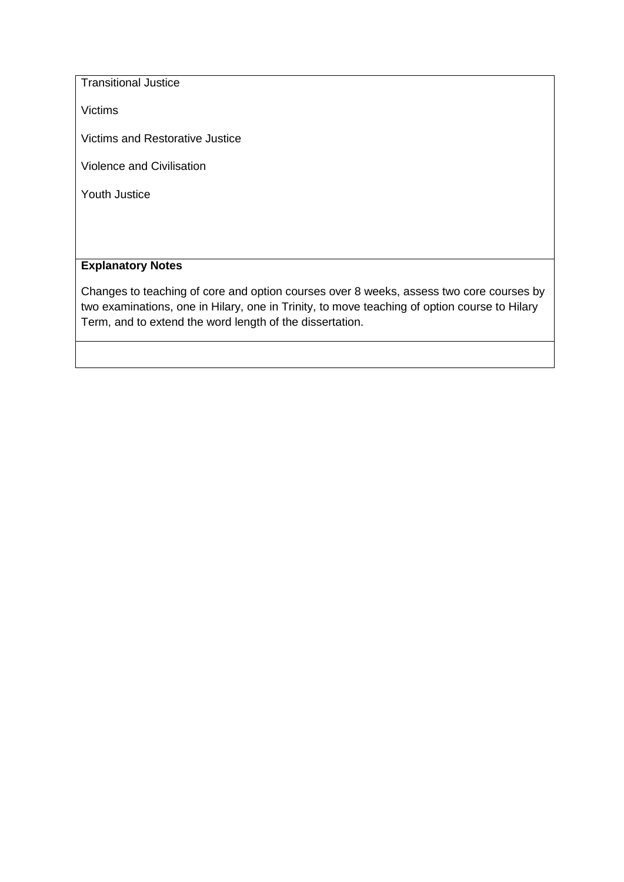Transitional Justice

Victims

Victims and Restorative Justice

Violence and Civilisation

Youth Justice

**Explanatory Notes**

Changes to teaching of core and option courses over 8 weeks, assess two core courses by two examinations, one in Hilary, one in Trinity, to move teaching of option course to Hilary Term, and to extend the word length of the dissertation.